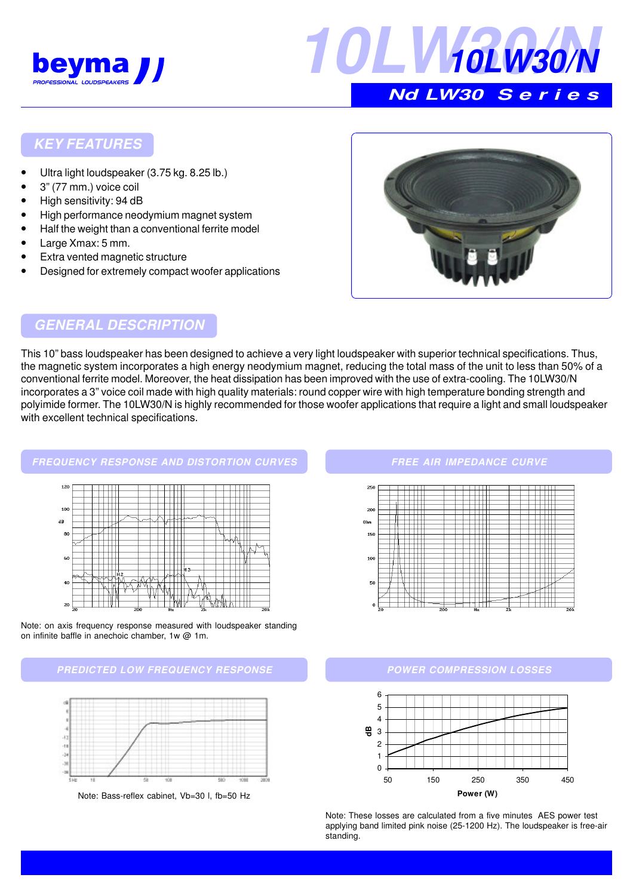# 10LW30/N

## Nd LW30 Series

## KEY FEATURES

- Ultra light loudspeaker (3.75 kg. 8.25 lb.)
- 3" (77 mm.) voice coil
- High sensitivity: 94 dB
- High performance neodymium magnet system
- Half the weight than a conventional ferrite model
- Large Xmax: 5 mm.
- Extra vented magnetic structure
- Designed for extremely compact woofer applications

## GENERAL DESCRIPTION

This 10" bass loudspeaker has been designed to achieve a very light loudspeaker with superior technical specifications. Thus, the magnetic system incorporates a high energy neodymium magnet, reducing the total mass of the unit to less than 50% of a conventional ferrite model. Moreover, the heat dissipation has been improved with the use of extra-cooling. The 10LW30/N incorporates a 3" voice coil made with high quality materials: round copper wire with high temperature bonding strength and polyimide former. The 10LW30/N is highly recommended for those woofer applications that require a light and small loudspeaker with excellent technical specifications.

## FREQUENCY RESPONSE AND DISTORTION CURVES

Note: on axis frequency response measured with loudspeaker standing on infinite baffle in anechoic chamber, 1w @ 1m.

## FREE AIR IMPEDANCE CURVE

## PREDICTED LOW FREQUENCY RESPONSE

Note: Bass-reflex cabinet, Vb=30 l, fb=50 Hz

## POWER COMPRESSION LOSSES

Note: These losses are calculated from a five minutes AES power test applying band limited pink noise (25-1200 Hz). The loudspeaker is free-air standing.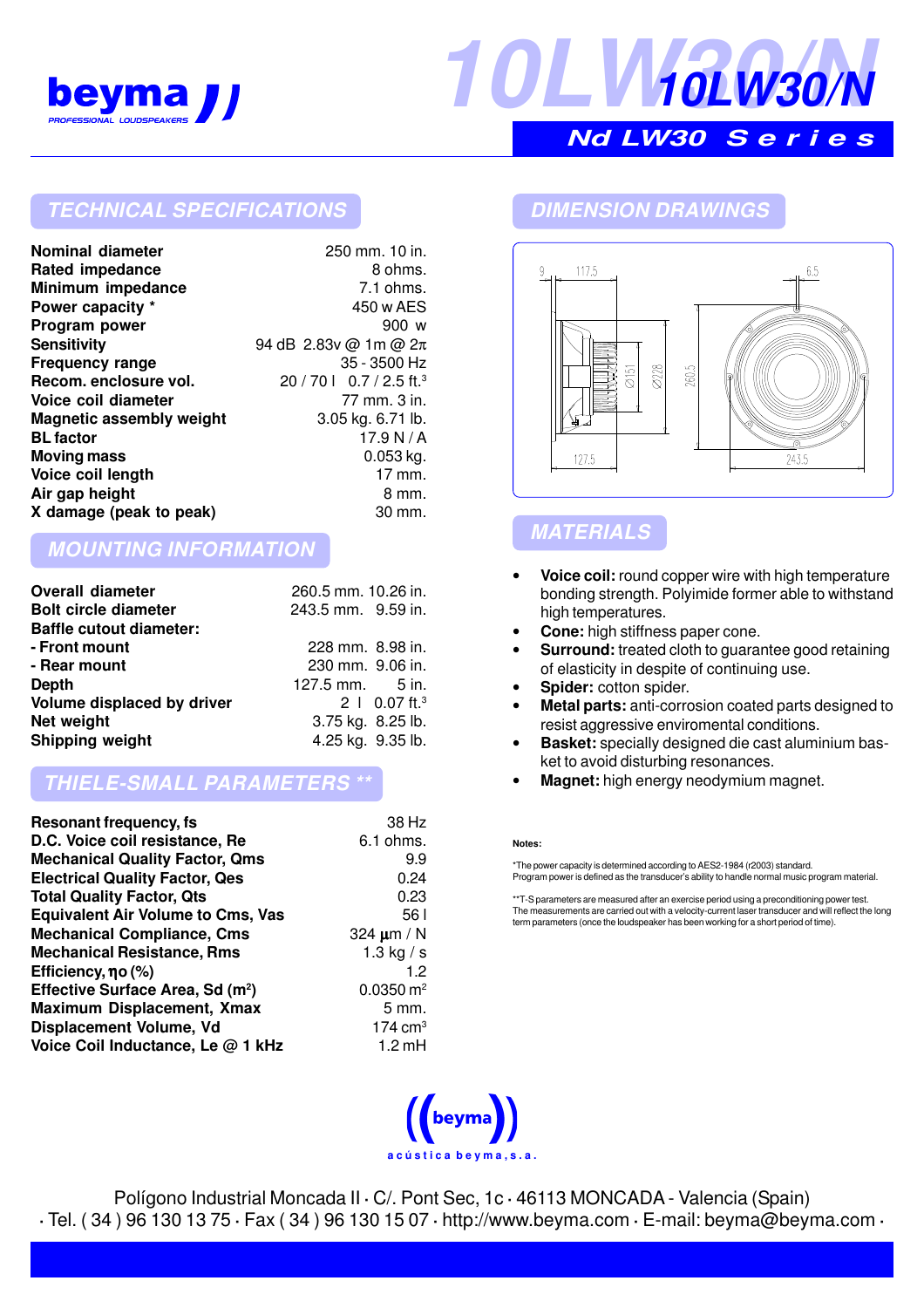**beyma** PROFESSIONAL LOUDSPEAKERS

# 10LW30/N

**Nd LW30 Series**

## TECHNICAL SPECIFICATIONS

| | |
|---|---|
| **Nominal diameter** | 250 mm. 10 in. |
| **Rated impedance** | 8 ohms. |
| **Minimum impedance** | 7.1 ohms. |
| **Power capacity \*** | 450 w AES |
| **Program power** | 900 w |
| **Sensitivity** | 94 dB 2.83v @ 1m @ $2\pi$ |
| **Frequency range** | 35 - 3500 Hz |
| **Recom. enclosure vol.** | 20 / 70 l 0.7 / 2.5 ft.$^3$ |
| **Voice coil diameter** | 77 mm. 3 in. |
| **Magnetic assembly weight** | 3.05 kg. 6.71 lb. |
| **BL factor** | 17.9 N / A |
| **Moving mass** | 0.053 kg. |
| **Voice coil length** | 17 mm. |
| **Air gap height** | 8 mm. |
| **X damage (peak to peak)** | 30 mm. |

## MOUNTING INFORMATION

| | |
|---|---|
| **Overall diameter** | 260.5 mm. 10.26 in. |
| **Bolt circle diameter** | 243.5 mm. 9.59 in. |
| **Baffle cutout diameter:** | |
| **- Front mount** | 228 mm. 8.98 in. |
| **- Rear mount** | 230 mm. 9.06 in. |
| **Depth** | 127.5 mm. 5 in. |
| **Volume displaced by driver** | 2 l 0.07 ft.$^3$ |
| **Net weight** | 3.75 kg. 8.25 lb. |
| **Shipping weight** | 4.25 kg. 9.35 lb. |

## THIELE-SMALL PARAMETERS \*\*

| | |
|---|---|
| **Resonant frequency, fs** | 38 Hz |
| **D.C. Voice coil resistance, Re** | 6.1 ohms. |
| **Mechanical Quality Factor, Qms** | 9.9 |
| **Electrical Quality Factor, Qes** | 0.24 |
| **Total Quality Factor, Qts** | 0.23 |
| **Equivalent Air Volume to Cms, Vas** | 56 l |
| **Mechanical Compliance, Cms** | 324 $\mu$m / N |
| **Mechanical Resistance, Rms** | 1.3 kg / s |
| **Efficiency, $\eta$o (%)** | 1.2 |
| **Effective Surface Area, Sd (m$^2$)** | 0.0350 m$^2$ |
| **Maximum Displacement, Xmax** | 5 mm. |
| **Displacement Volume, Vd** | 174 cm$^3$ |
| **Voice Coil Inductance, Le @ 1 kHz** | 1.2 mH |

## DIMENSION DRAWINGS

9 117.5 6.5
Ø151 Ø228 260.5
127.5 243.5

## MATERIALS

- **Voice coil:** round copper wire with high temperature bonding strength. Polyimide former able to withstand high temperatures.
- **Cone:** high stiffness paper cone.
- **Surround:** treated cloth to guarantee good retaining of elasticity in despite of continuing use.
- **Spider:** cotton spider.
- **Metal parts:** anti-corrosion coated parts designed to resist aggressive enviromental conditions.
- **Basket:** specially designed die cast aluminium basket to avoid disturbing resonances.
- **Magnet:** high energy neodymium magnet.

**Notes:**

\*The power capacity is determined according to AES2-1984 (r2003) standard.
Program power is defined as the transducer's ability to handle normal music program material.

\*\*T-S parameters are measured after an exercise period using a preconditioning power test.
The measurements are carried out with a velocity-current laser transducer and will reflect the long term parameters (once the loudspeaker has been working for a short period of time).

beyma
acústica beyma,s.a.

Polígono Industrial Moncada II · C/. Pont Sec, 1c · 46113 MONCADA - Valencia (Spain)
· Tel. ( 34 ) 96 130 13 75 · Fax ( 34 ) 96 130 15 07 · http://www.beyma.com · E-mail: beyma@beyma.com ·